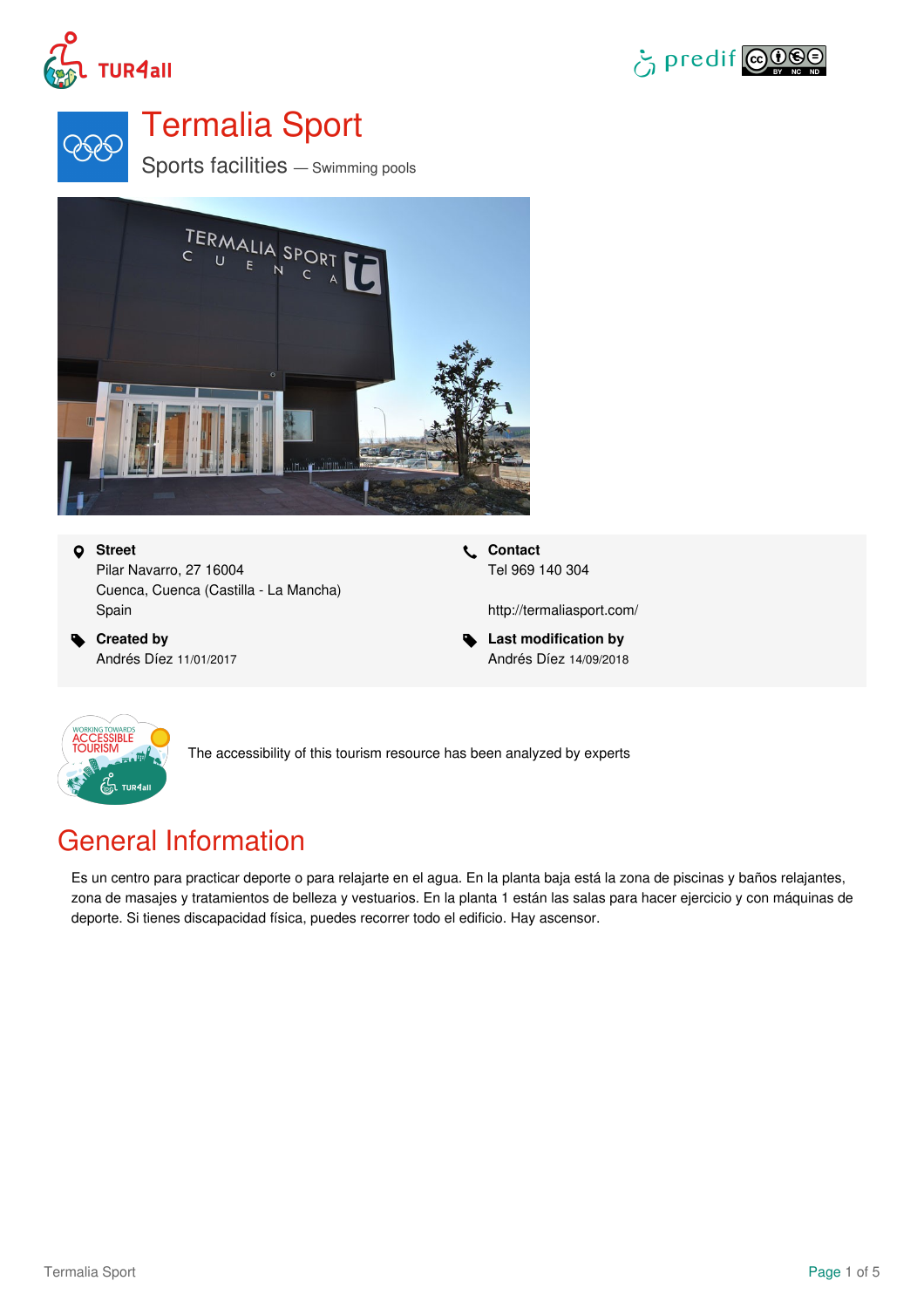# Termalia Sport

Sports facilities — Swimming pools

**Street**
Pilar Navarro, 27 16004
Cuenca, Cuenca (Castilla - La Mancha)
Spain

**Contact**
Tel 969 140 304

http://termaliasport.com/

**Created by**
Andrés Díez 11/01/2017

**Last modification by**
Andrés Díez 14/09/2018

The accessibility of this tourism resource has been analyzed by experts

## General Information

Es un centro para practicar deporte o para relajarte en el agua. En la planta baja está la zona de piscinas y baños relajantes, zona de masajes y tratamientos de belleza y vestuarios. En la planta 1 están las salas para hacer ejercicio y con máquinas de deporte. Si tienes discapacidad física, puedes recorrer todo el edificio. Hay ascensor.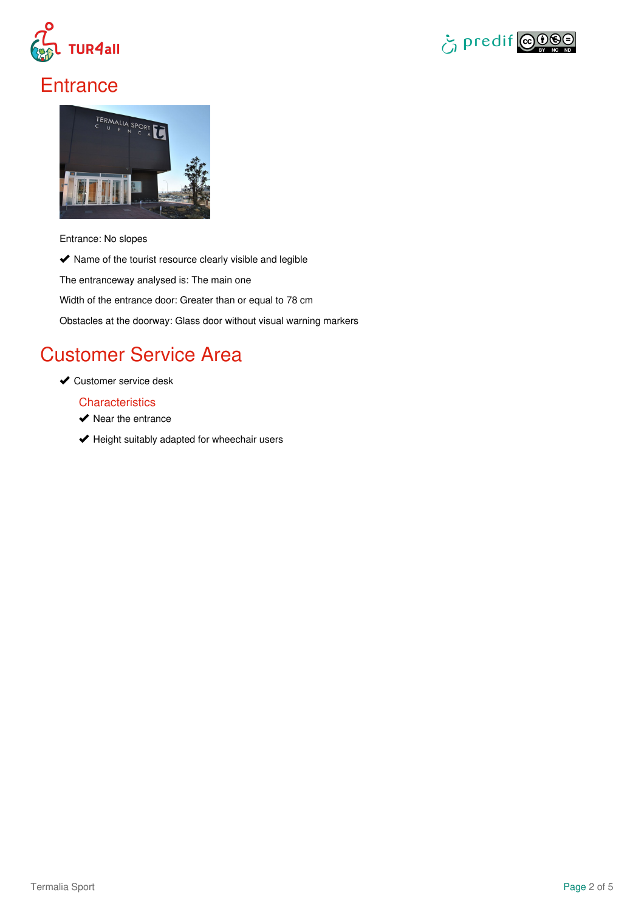# Entrance

Entrance: No slopes

✔ Name of the tourist resource clearly visible and legible

The entranceway analysed is: The main one

Width of the entrance door: Greater than or equal to 78 cm

Obstacles at the doorway: Glass door without visual warning markers

# Customer Service Area

✔ Customer service desk

## Characteristics

✔ Near the entrance

✔ Height suitably adapted for wheelchair users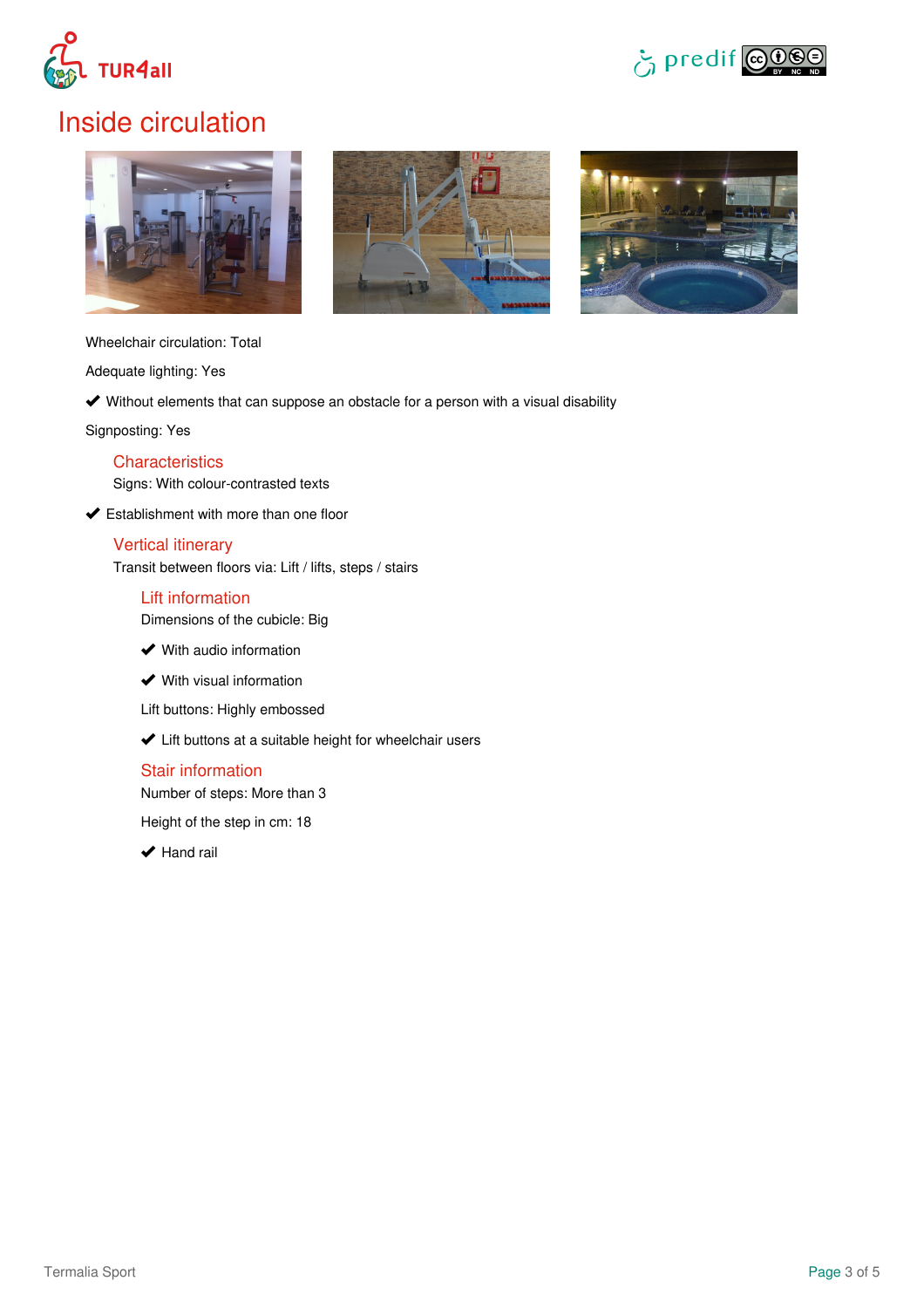# Inside circulation

Wheelchair circulation: Total

Adequate lighting: Yes

✔ Without elements that can suppose an obstacle for a person with a visual disability

Signposting: Yes

## Characteristics

Signs: With colour-contrasted texts

✔ Establishment with more than one floor

## Vertical itinerary

Transit between floors via: Lift / lifts, steps / stairs

### Lift information

Dimensions of the cubicle: Big

✔ With audio information

✔ With visual information

Lift buttons: Highly embossed

✔ Lift buttons at a suitable height for wheelchair users

### Stair information

Number of steps: More than 3

Height of the step in cm: 18

✔ Hand rail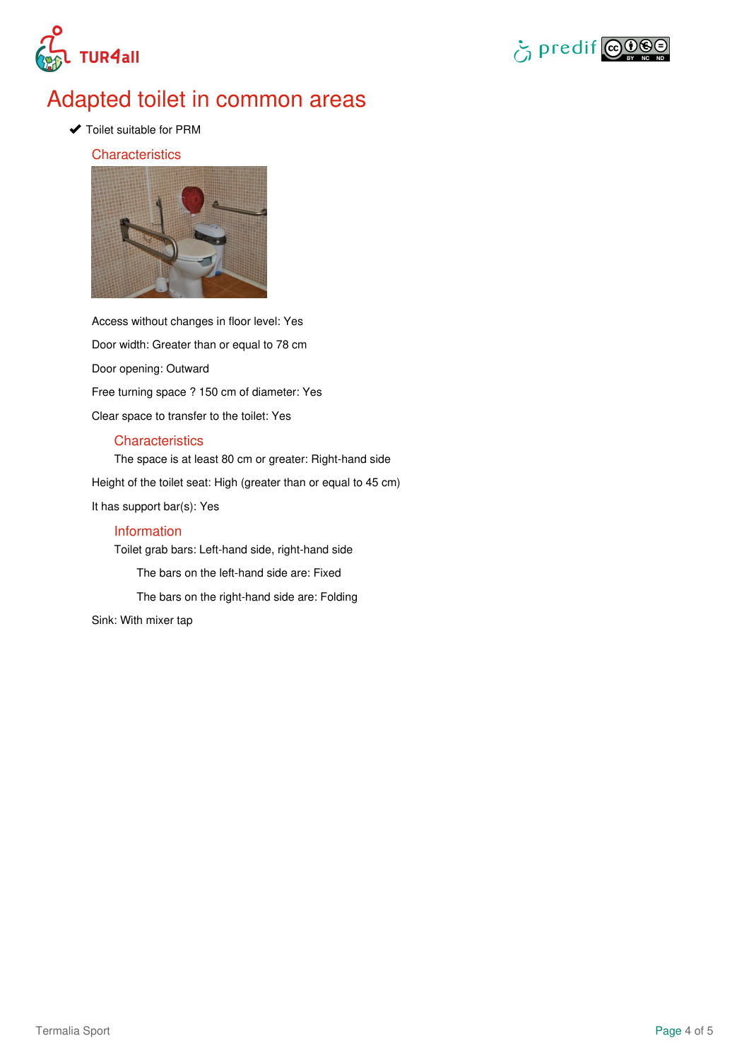# Adapted toilet in common areas

✔ Toilet suitable for PRM

## Characteristics

Access without changes in floor level: Yes

Door width: Greater than or equal to 78 cm

Door opening: Outward

Free turning space ? 150 cm of diameter: Yes

Clear space to transfer to the toilet: Yes

### Characteristics

The space is at least 80 cm or greater: Right-hand side

Height of the toilet seat: High (greater than or equal to 45 cm)

It has support bar(s): Yes

### Information

Toilet grab bars: Left-hand side, right-hand side

The bars on the left-hand side are: Fixed

The bars on the right-hand side are: Folding

Sink: With mixer tap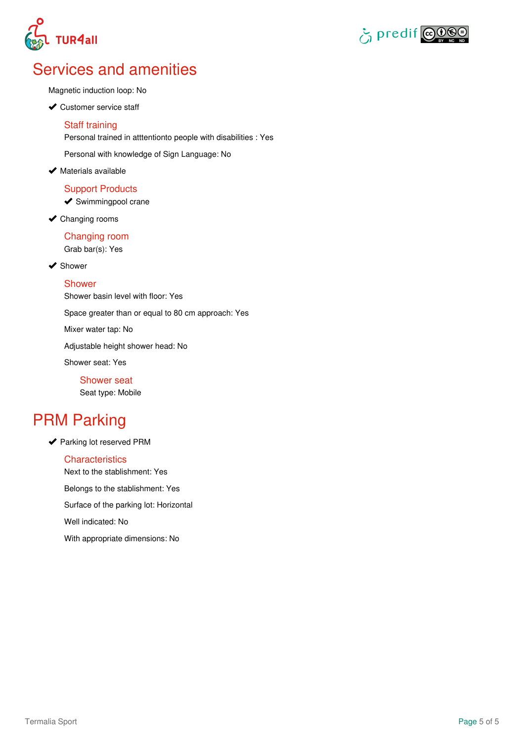# Services and amenities

Magnetic induction loop: No

✔ Customer service staff

### Staff training

Personal trained in atttentionto people with disabilities : Yes

Personal with knowledge of Sign Language: No

✔ Materials available

### Support Products

✔ Swimmingpool crane

✔ Changing rooms

### Changing room

Grab bar(s): Yes

✔ Shower

### Shower

Shower basin level with floor: Yes

Space greater than or equal to 80 cm approach: Yes

Mixer water tap: No

Adjustable height shower head: No

Shower seat: Yes

#### Shower seat

Seat type: Mobile

# PRM Parking

✔ Parking lot reserved PRM

### Characteristics

Next to the stablishment: Yes

Belongs to the stablishment: Yes

Surface of the parking lot: Horizontal

Well indicated: No

With appropriate dimensions: No